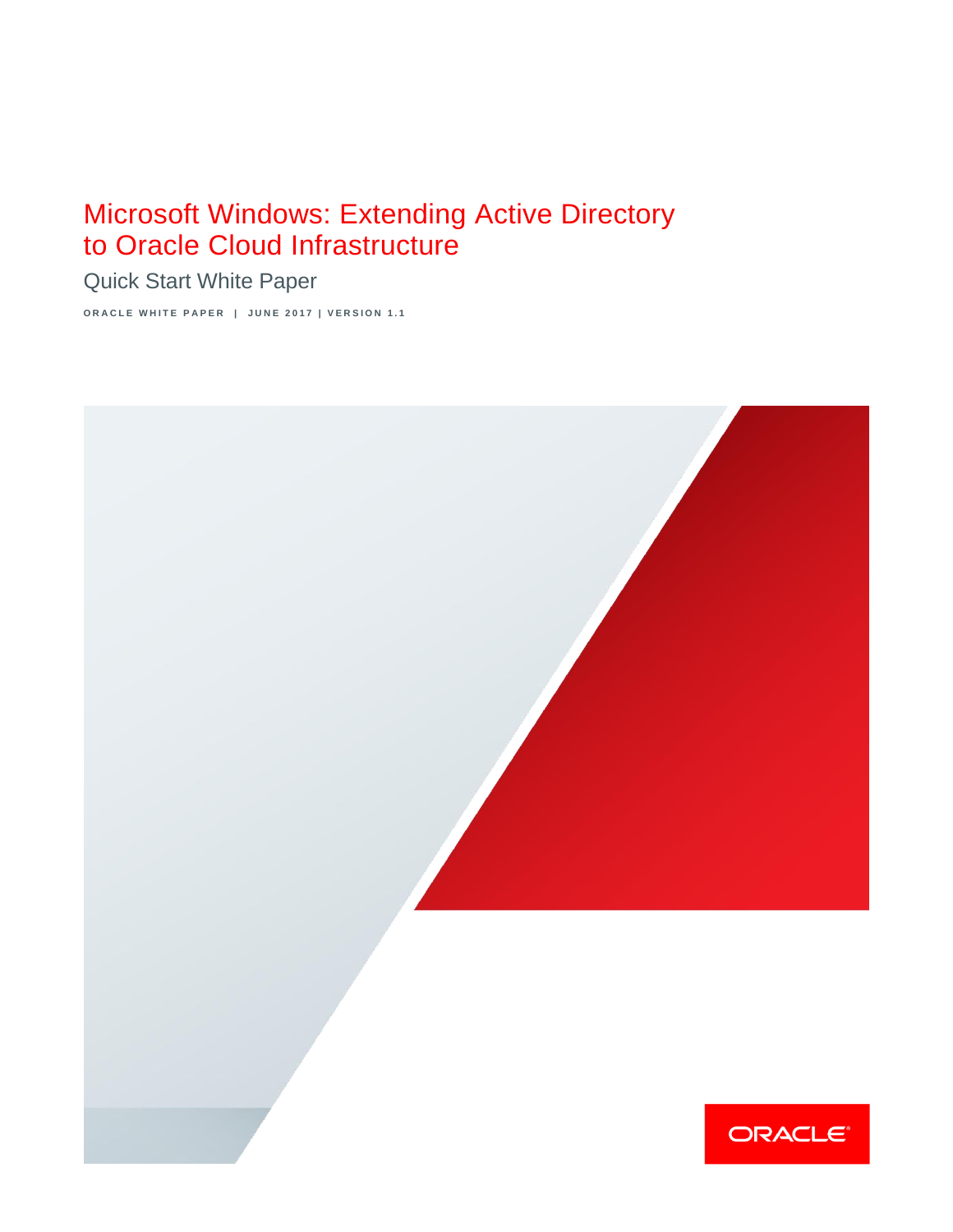# Microsoft Windows: Extending Active Directory to Oracle Cloud Infrastructure

Quick Start White Paper

ORACLE WHITE PAPER | JUNE 2017 | VERSION 1.1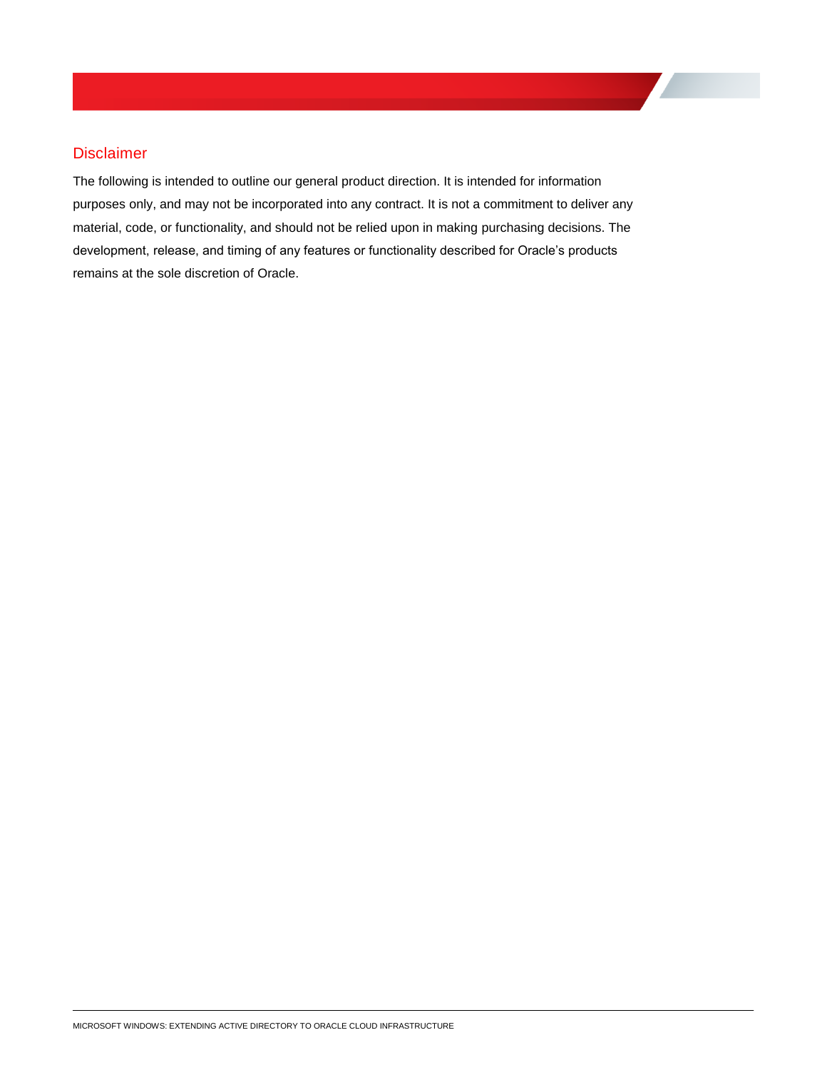## Disclaimer

The following is intended to outline our general product direction. It is intended for information purposes only, and may not be incorporated into any contract. It is not a commitment to deliver any material, code, or functionality, and should not be relied upon in making purchasing decisions. The development, release, and timing of any features or functionality described for Oracle's products remains at the sole discretion of Oracle.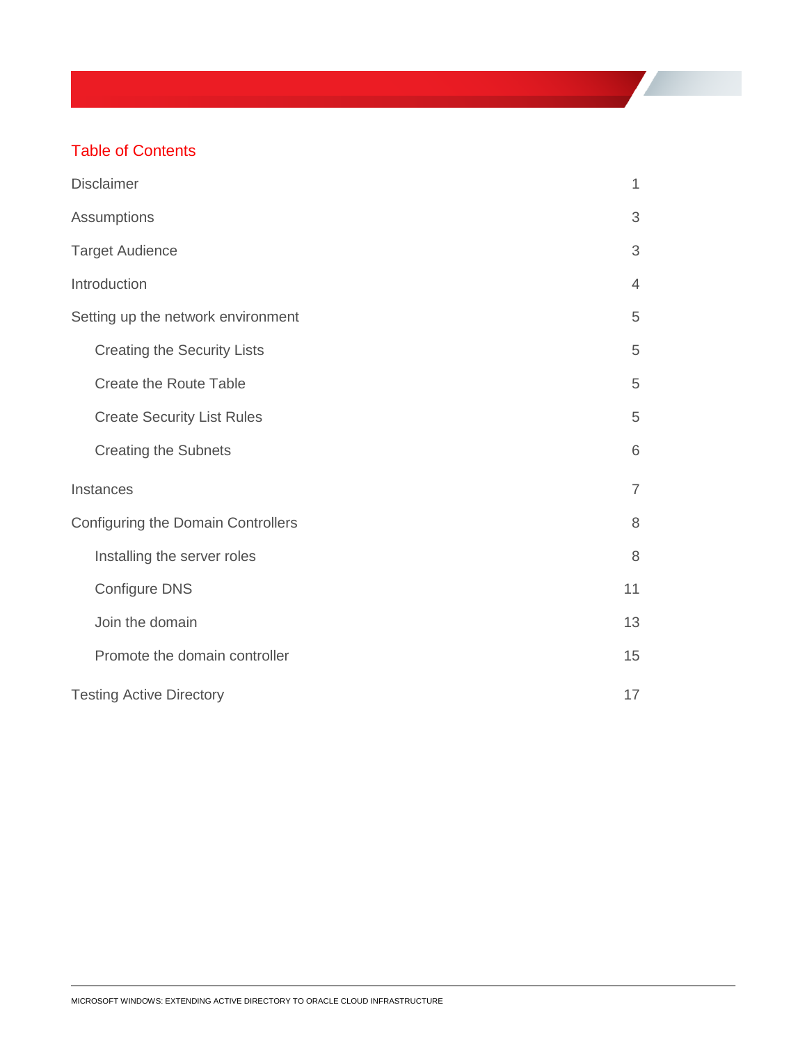## Table of Contents

| | |
|---|---|
| Disclaimer | 1 |
| Assumptions | 3 |
| Target Audience | 3 |
| Introduction | 4 |
| Setting up the network environment | 5 |
| Creating the Security Lists | 5 |
| Create the Route Table | 5 |
| Create Security List Rules | 5 |
| Creating the Subnets | 6 |
| Instances | 7 |
| Configuring the Domain Controllers | 8 |
| Installing the server roles | 8 |
| Configure DNS | 11 |
| Join the domain | 13 |
| Promote the domain controller | 15 |
| Testing Active Directory | 17 |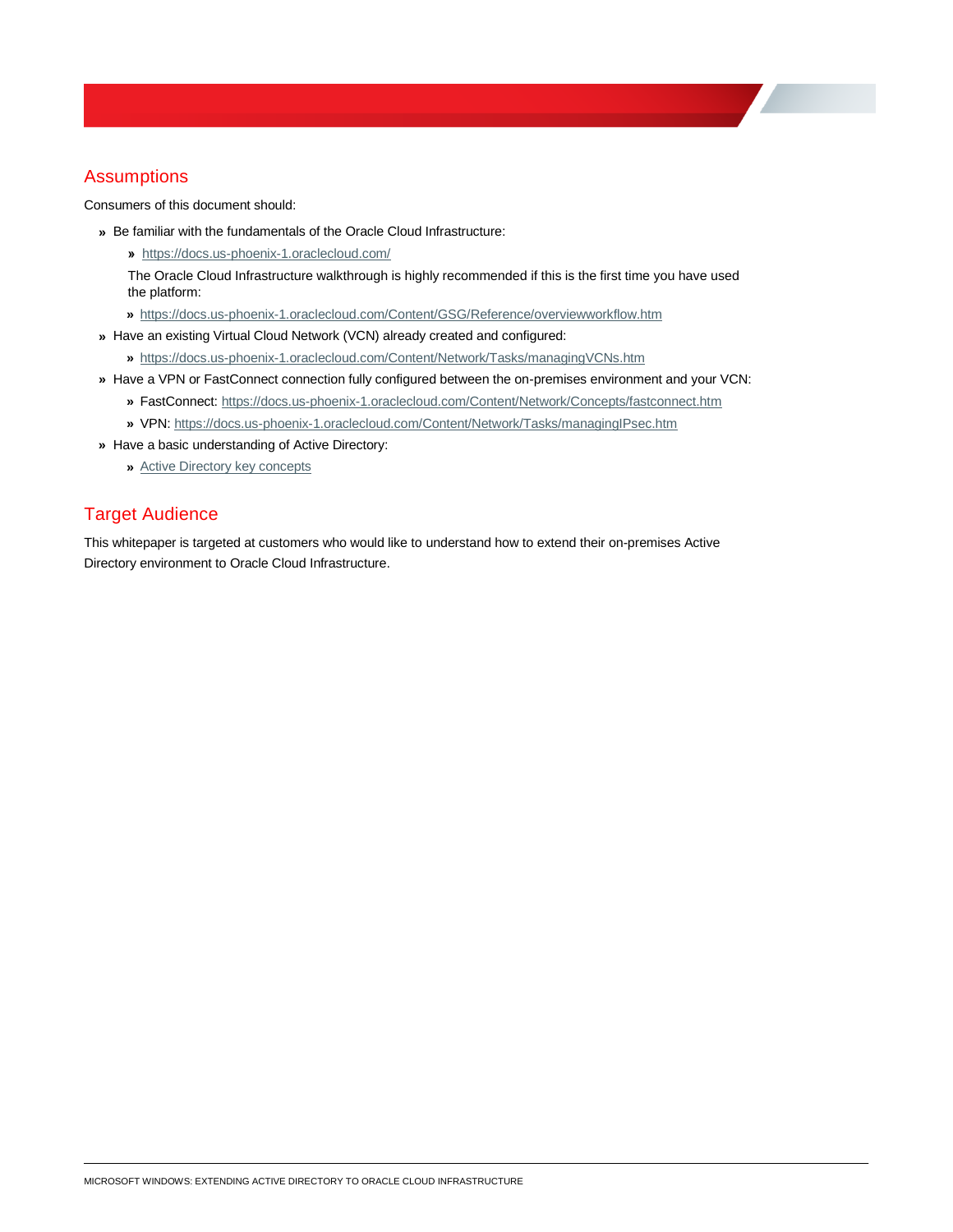## Assumptions

Consumers of this document should:

- Be familiar with the fundamentals of the Oracle Cloud Infrastructure:
  - https://docs.us-phoenix-1.oraclecloud.com/

  The Oracle Cloud Infrastructure walkthrough is highly recommended if this is the first time you have used the platform:

  - https://docs.us-phoenix-1.oraclecloud.com/Content/GSG/Reference/overviewworkflow.htm
- Have an existing Virtual Cloud Network (VCN) already created and configured:
  - https://docs.us-phoenix-1.oraclecloud.com/Content/Network/Tasks/managingVCNs.htm
- Have a VPN or FastConnect connection fully configured between the on-premises environment and your VCN:
  - FastConnect: https://docs.us-phoenix-1.oraclecloud.com/Content/Network/Concepts/fastconnect.htm
  - VPN: https://docs.us-phoenix-1.oraclecloud.com/Content/Network/Tasks/managingIPsec.htm
- Have a basic understanding of Active Directory:
  - Active Directory key concepts

## Target Audience

This whitepaper is targeted at customers who would like to understand how to extend their on-premises Active Directory environment to Oracle Cloud Infrastructure.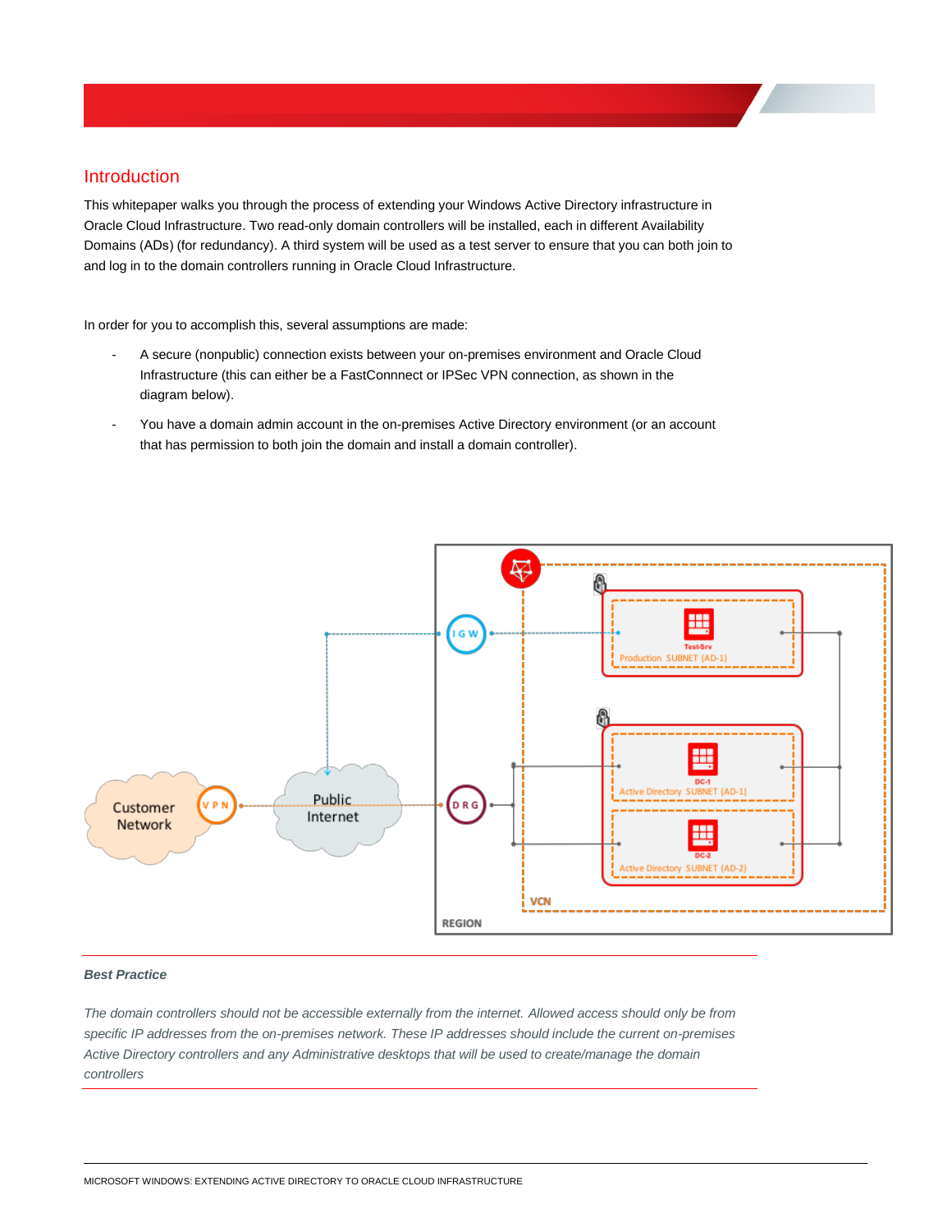## Introduction

This whitepaper walks you through the process of extending your Windows Active Directory infrastructure in Oracle Cloud Infrastructure. Two read-only domain controllers will be installed, each in different Availability Domains (ADs) (for redundancy). A third system will be used as a test server to ensure that you can both join to and log in to the domain controllers running in Oracle Cloud Infrastructure.

In order for you to accomplish this, several assumptions are made:

- A secure (nonpublic) connection exists between your on-premises environment and Oracle Cloud Infrastructure (this can either be a FastConnnect or IPSec VPN connection, as shown in the diagram below).
- You have a domain admin account in the on-premises Active Directory environment (or an account that has permission to both join the domain and install a domain controller).

**Best Practice**

*The domain controllers should not be accessible externally from the internet. Allowed access should only be from specific IP addresses from the on-premises network. These IP addresses should include the current on-premises Active Directory controllers and any Administrative desktops that will be used to create/manage the domain controllers*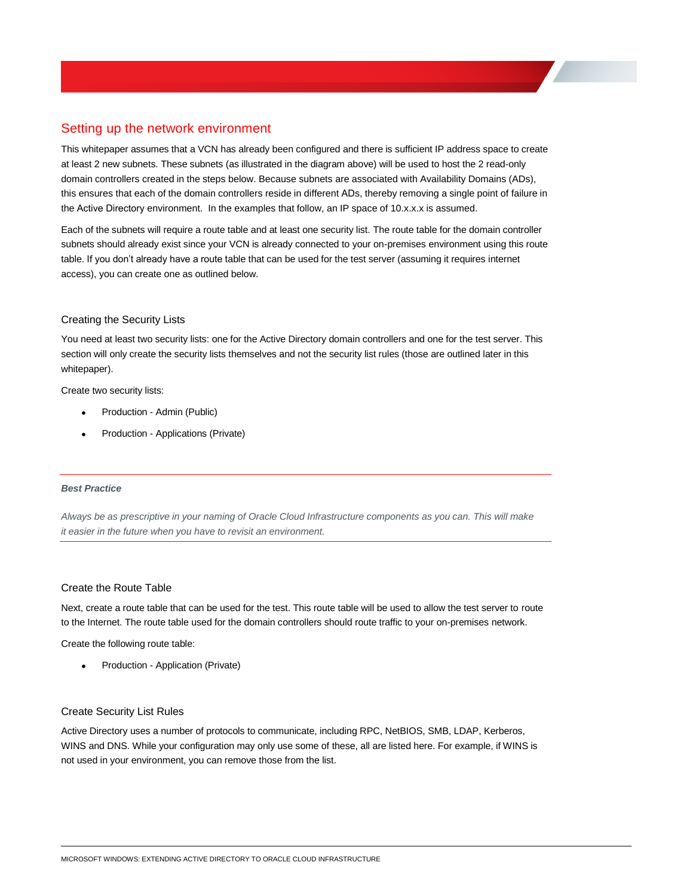## Setting up the network environment

This whitepaper assumes that a VCN has already been configured and there is sufficient IP address space to create at least 2 new subnets. These subnets (as illustrated in the diagram above) will be used to host the 2 read-only domain controllers created in the steps below. Because subnets are associated with Availability Domains (ADs), this ensures that each of the domain controllers reside in different ADs, thereby removing a single point of failure in the Active Directory environment.  In the examples that follow, an IP space of 10.x.x.x is assumed.

Each of the subnets will require a route table and at least one security list. The route table for the domain controller subnets should already exist since your VCN is already connected to your on-premises environment using this route table. If you don't already have a route table that can be used for the test server (assuming it requires internet access), you can create one as outlined below.

### Creating the Security Lists

You need at least two security lists: one for the Active Directory domain controllers and one for the test server. This section will only create the security lists themselves and not the security list rules (those are outlined later in this whitepaper).

Create two security lists:

- Production - Admin (Public)
- Production - Applications (Private)

---

***Best Practice***

*Always be as prescriptive in your naming of Oracle Cloud Infrastructure components as you can. This will make it easier in the future when you have to revisit an environment.*

---

### Create the Route Table

Next, create a route table that can be used for the test. This route table will be used to allow the test server to route to the Internet. The route table used for the domain controllers should route traffic to your on-premises network.

Create the following route table:

- Production - Application (Private)

### Create Security List Rules

Active Directory uses a number of protocols to communicate, including RPC, NetBIOS, SMB, LDAP, Kerberos, WINS and DNS. While your configuration may only use some of these, all are listed here. For example, if WINS is not used in your environment, you can remove those from the list.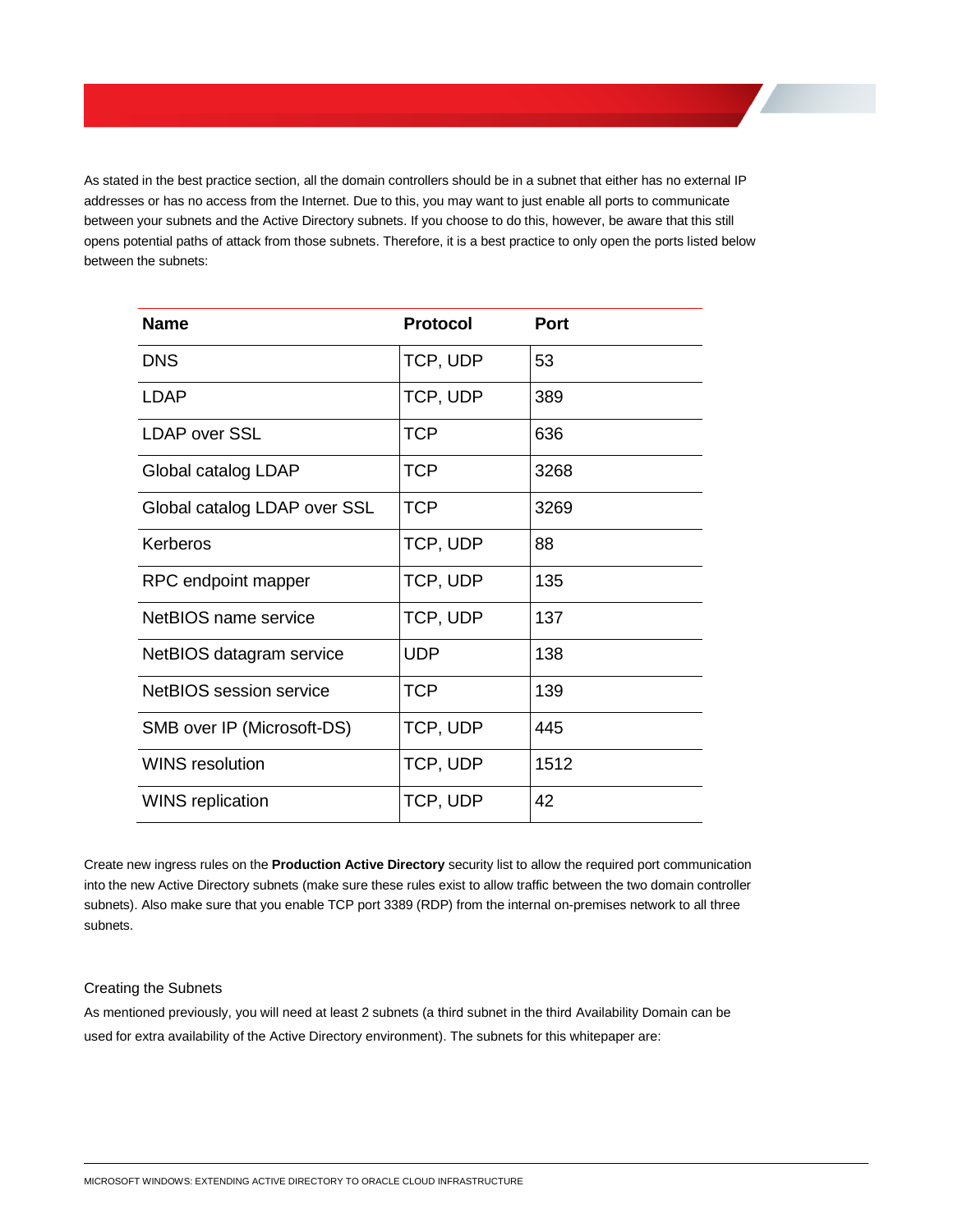As stated in the best practice section, all the domain controllers should be in a subnet that either has no external IP addresses or has no access from the Internet. Due to this, you may want to just enable all ports to communicate between your subnets and the Active Directory subnets. If you choose to do this, however, be aware that this still opens potential paths of attack from those subnets. Therefore, it is a best practice to only open the ports listed below between the subnets:

| Name | Protocol | Port |
|---|---|---|
| DNS | TCP, UDP | 53 |
| LDAP | TCP, UDP | 389 |
| LDAP over SSL | TCP | 636 |
| Global catalog LDAP | TCP | 3268 |
| Global catalog LDAP over SSL | TCP | 3269 |
| Kerberos | TCP, UDP | 88 |
| RPC endpoint mapper | TCP, UDP | 135 |
| NetBIOS name service | TCP, UDP | 137 |
| NetBIOS datagram service | UDP | 138 |
| NetBIOS session service | TCP | 139 |
| SMB over IP (Microsoft-DS) | TCP, UDP | 445 |
| WINS resolution | TCP, UDP | 1512 |
| WINS replication | TCP, UDP | 42 |

Create new ingress rules on the **Production Active Directory** security list to allow the required port communication into the new Active Directory subnets (make sure these rules exist to allow traffic between the two domain controller subnets). Also make sure that you enable TCP port 3389 (RDP) from the internal on-premises network to all three subnets.

### Creating the Subnets

As mentioned previously, you will need at least 2 subnets (a third subnet in the third Availability Domain can be used for extra availability of the Active Directory environment). The subnets for this whitepaper are: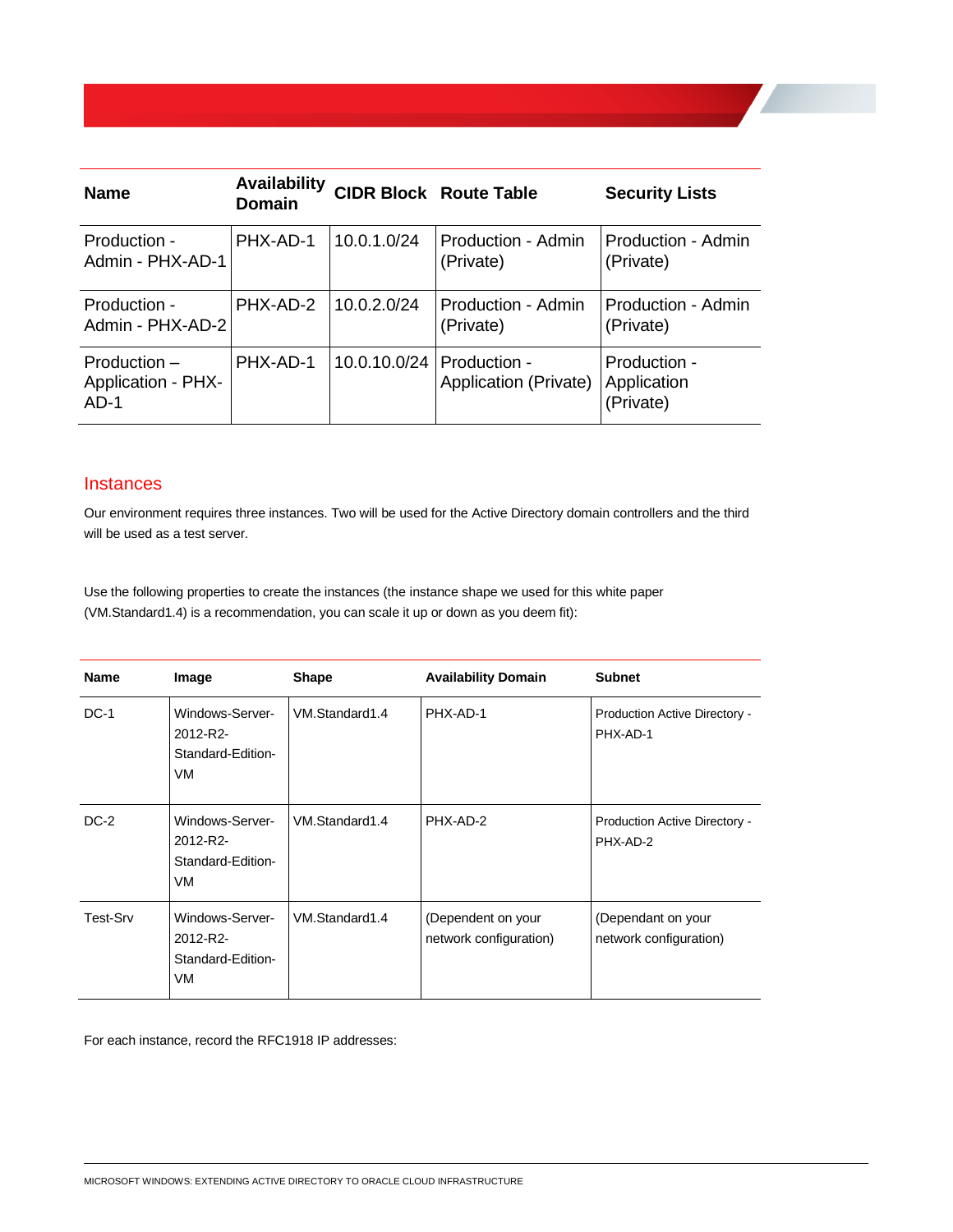| Name | Availability Domain | CIDR Block | Route Table | Security Lists |
|---|---|---|---|---|
| Production - Admin - PHX-AD-1 | PHX-AD-1 | 10.0.1.0/24 | Production - Admin (Private) | Production - Admin (Private) |
| Production - Admin - PHX-AD-2 | PHX-AD-2 | 10.0.2.0/24 | Production - Admin (Private) | Production - Admin (Private) |
| Production – Application - PHX-AD-1 | PHX-AD-1 | 10.0.10.0/24 | Production - Application (Private) | Production - Application (Private) |

## Instances

Our environment requires three instances. Two will be used for the Active Directory domain controllers and the third will be used as a test server.

Use the following properties to create the instances (the instance shape we used for this white paper (VM.Standard1.4) is a recommendation, you can scale it up or down as you deem fit):

| Name | Image | Shape | Availability Domain | Subnet |
|---|---|---|---|---|
| DC-1 | Windows-Server-2012-R2-Standard-Edition-VM | VM.Standard1.4 | PHX-AD-1 | Production Active Directory - PHX-AD-1 |
| DC-2 | Windows-Server-2012-R2-Standard-Edition-VM | VM.Standard1.4 | PHX-AD-2 | Production Active Directory - PHX-AD-2 |
| Test-Srv | Windows-Server-2012-R2-Standard-Edition-VM | VM.Standard1.4 | (Dependent on your network configuration) | (Dependant on your network configuration) |

For each instance, record the RFC1918 IP addresses: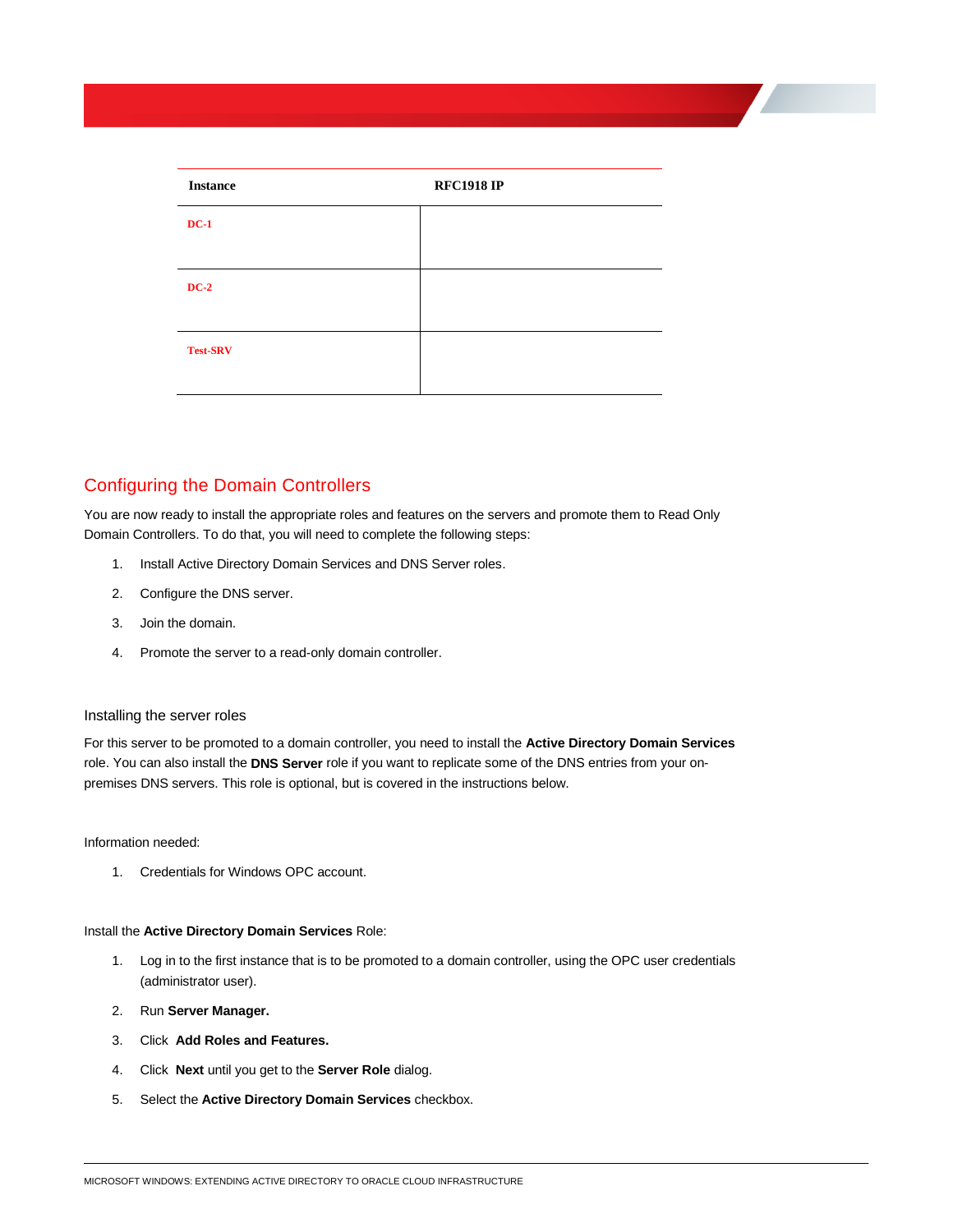| Instance | RFC1918 IP |
|---|---|
| DC-1 | |
| DC-2 | |
| Test-SRV | |

## Configuring the Domain Controllers

You are now ready to install the appropriate roles and features on the servers and promote them to Read Only Domain Controllers. To do that, you will need to complete the following steps:

1. Install Active Directory Domain Services and DNS Server roles.
2. Configure the DNS server.
3. Join the domain.
4. Promote the server to a read-only domain controller.

### Installing the server roles

For this server to be promoted to a domain controller, you need to install the **Active Directory Domain Services** role. You can also install the **DNS Server** role if you want to replicate some of the DNS entries from your on-premises DNS servers. This role is optional, but is covered in the instructions below.

Information needed:

1. Credentials for Windows OPC account.

Install the **Active Directory Domain Services** Role:

1. Log in to the first instance that is to be promoted to a domain controller, using the OPC user credentials (administrator user).
2. Run **Server Manager.**
3. Click **Add Roles and Features.**
4. Click **Next** until you get to the **Server Role** dialog.
5. Select the **Active Directory Domain Services** checkbox.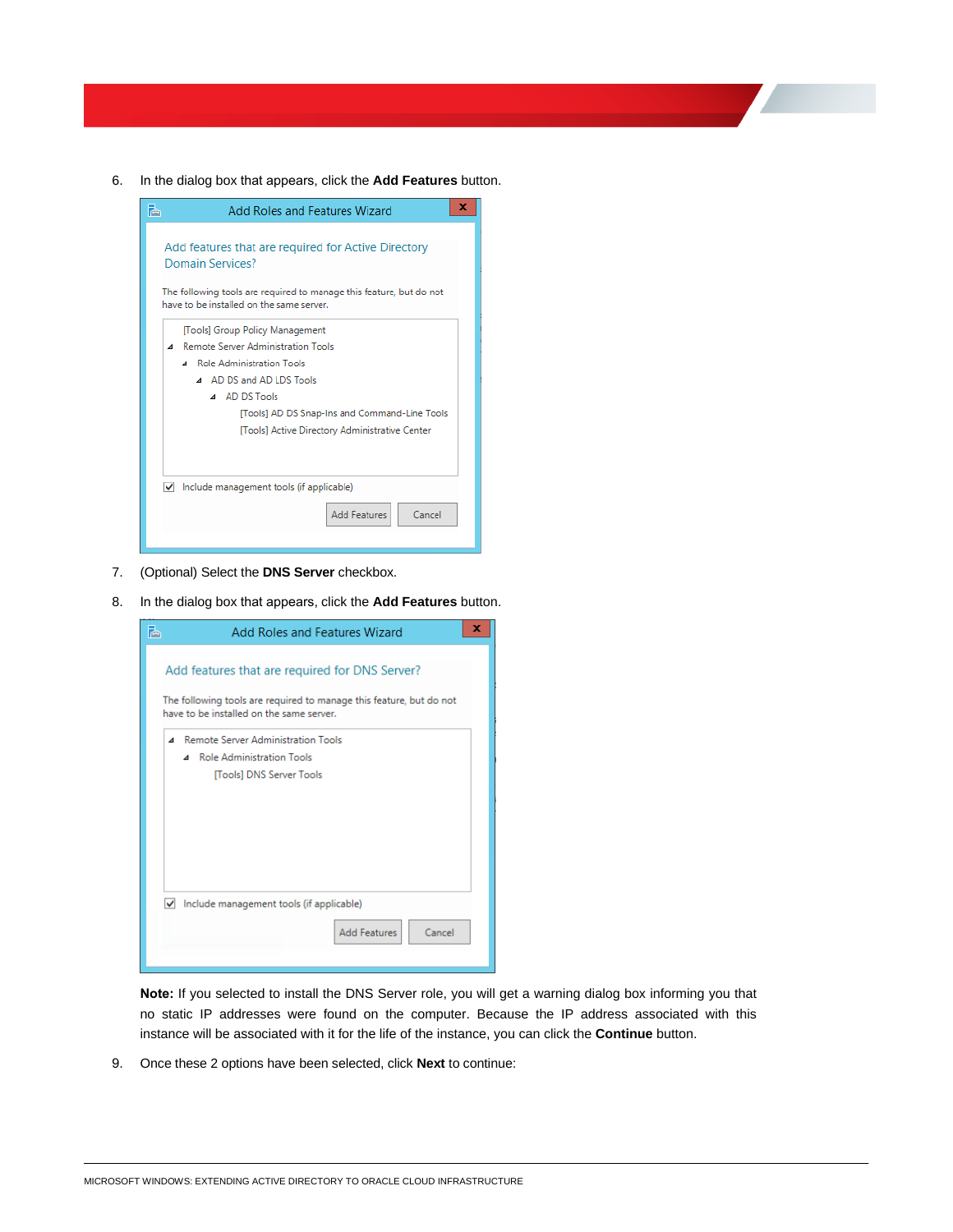6. In the dialog box that appears, click the **Add Features** button.

7. (Optional) Select the **DNS Server** checkbox.

8. In the dialog box that appears, click the **Add Features** button.

**Note:** If you selected to install the DNS Server role, you will get a warning dialog box informing you that no static IP addresses were found on the computer. Because the IP address associated with this instance will be associated with it for the life of the instance, you can click the **Continue** button.

9. Once these 2 options have been selected, click **Next** to continue: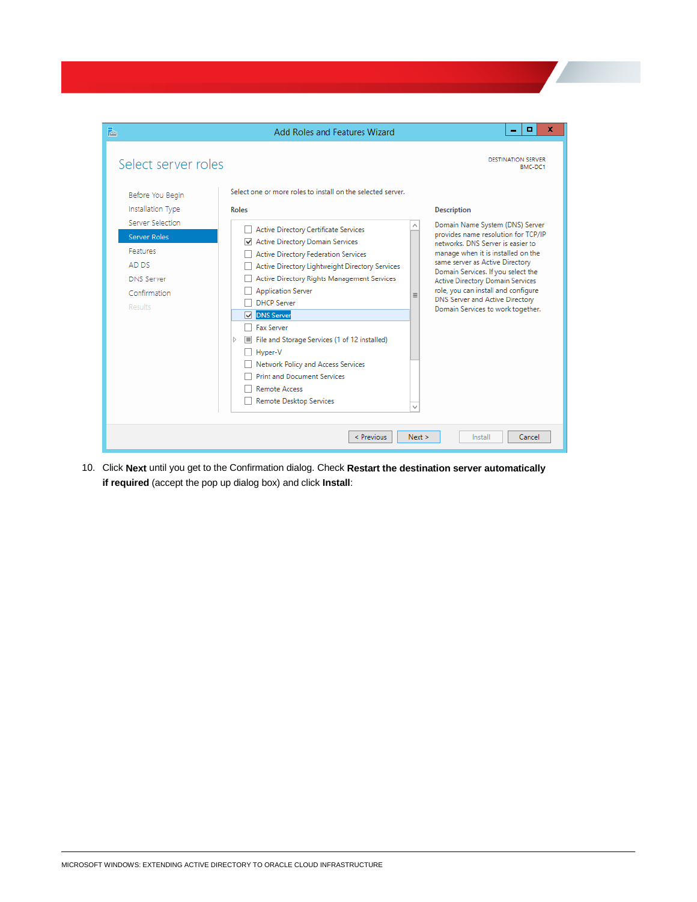10. Click **Next** until you get to the Confirmation dialog. Check **Restart the destination server automatically if required** (accept the pop up dialog box) and click **Install**: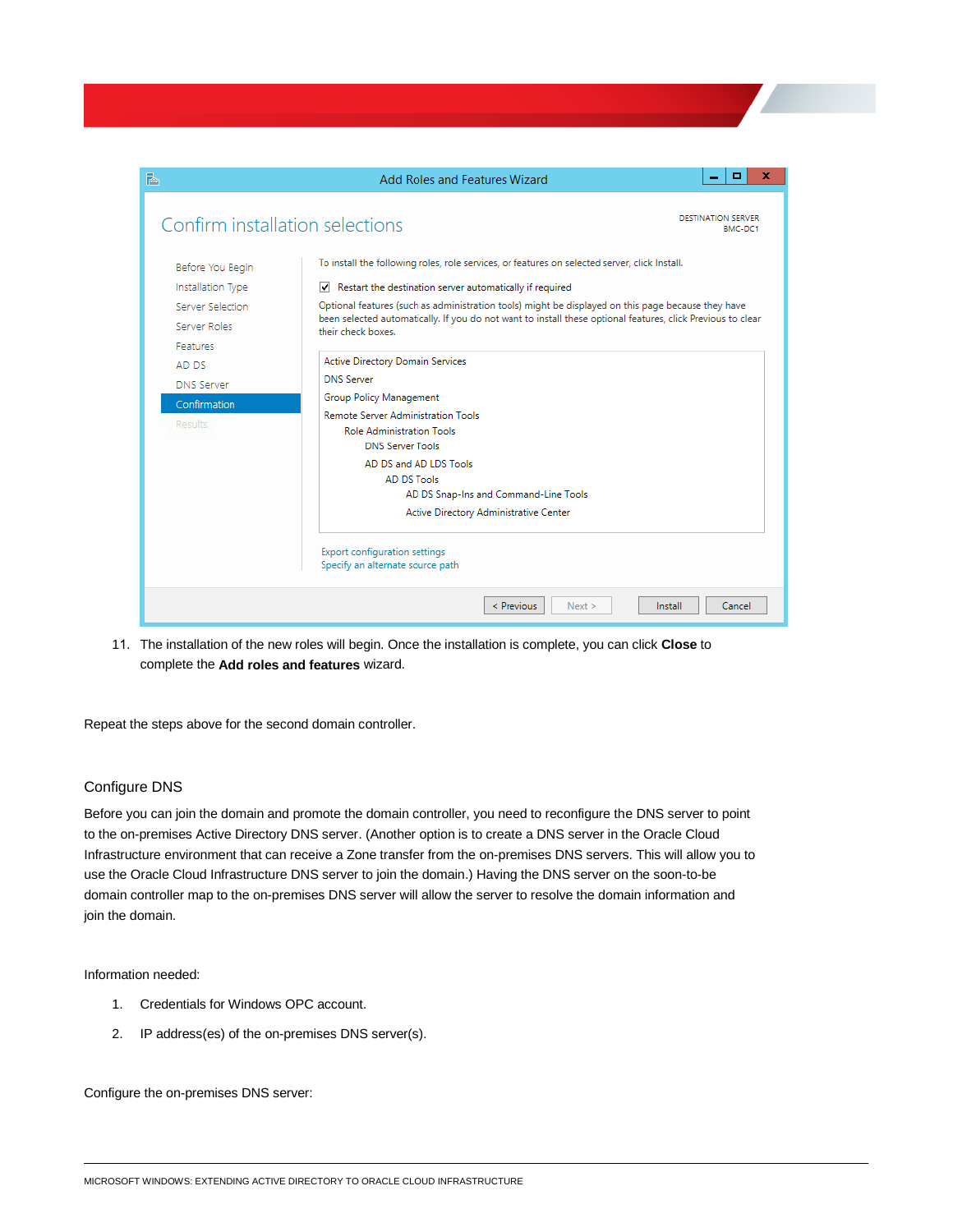11. The installation of the new roles will begin. Once the installation is complete, you can click **Close** to complete the **Add roles and features** wizard.

Repeat the steps above for the second domain controller.

## Configure DNS

Before you can join the domain and promote the domain controller, you need to reconfigure the DNS server to point to the on-premises Active Directory DNS server. (Another option is to create a DNS server in the Oracle Cloud Infrastructure environment that can receive a Zone transfer from the on-premises DNS servers. This will allow you to use the Oracle Cloud Infrastructure DNS server to join the domain.) Having the DNS server on the soon-to-be domain controller map to the on-premises DNS server will allow the server to resolve the domain information and join the domain.

Information needed:

1. Credentials for Windows OPC account.
2. IP address(es) of the on-premises DNS server(s).

Configure the on-premises DNS server: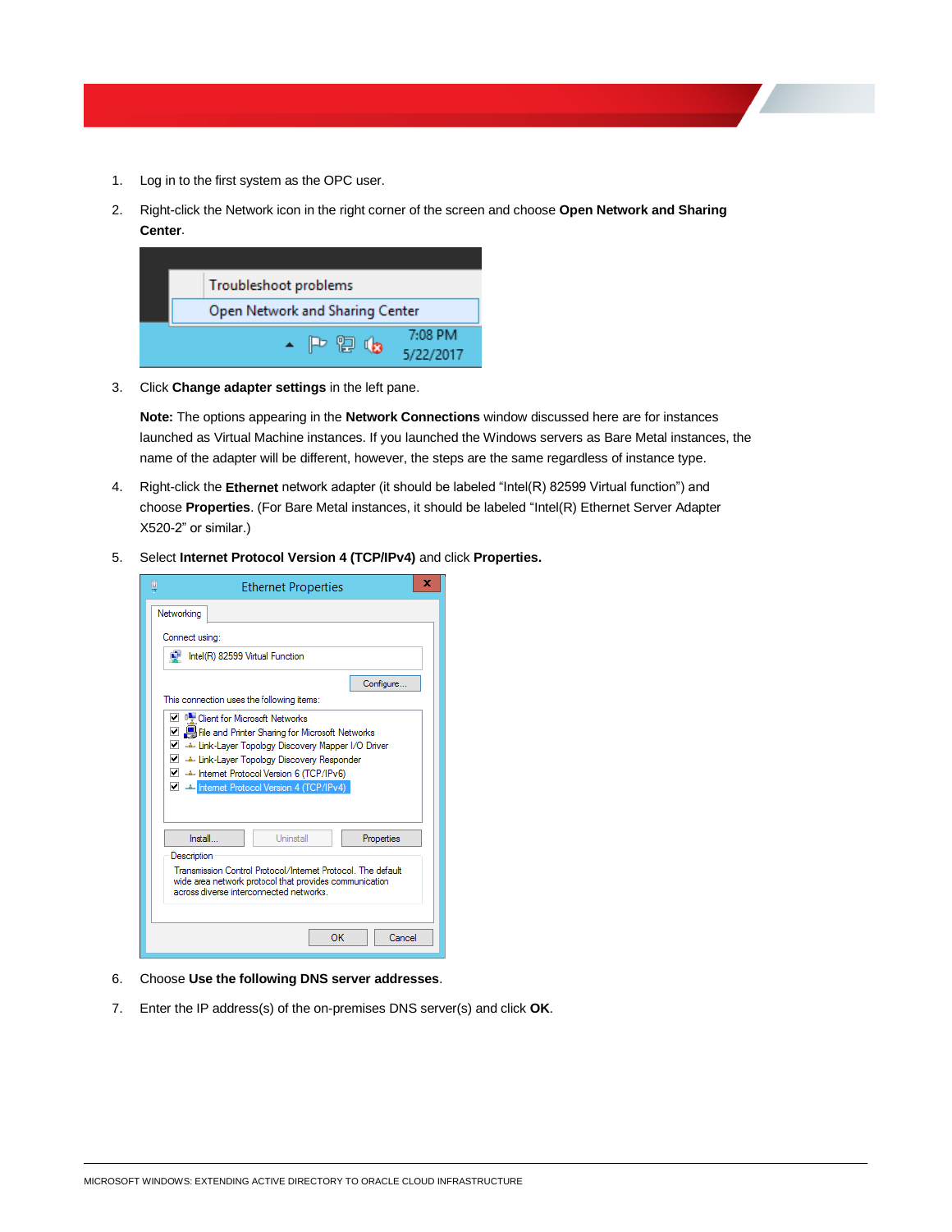1. Log in to the first system as the OPC user.
2. Right-click the Network icon in the right corner of the screen and choose **Open Network and Sharing Center**.
3. Click **Change adapter settings** in the left pane.

   **Note:** The options appearing in the **Network Connections** window discussed here are for instances launched as Virtual Machine instances. If you launched the Windows servers as Bare Metal instances, the name of the adapter will be different, however, the steps are the same regardless of instance type.
4. Right-click the **Ethernet** network adapter (it should be labeled "Intel(R) 82599 Virtual function") and choose **Properties**. (For Bare Metal instances, it should be labeled "Intel(R) Ethernet Server Adapter X520-2" or similar.)
5. Select **Internet Protocol Version 4 (TCP/IPv4)** and click **Properties.**
6. Choose **Use the following DNS server addresses**.
7. Enter the IP address(s) of the on-premises DNS server(s) and click **OK**.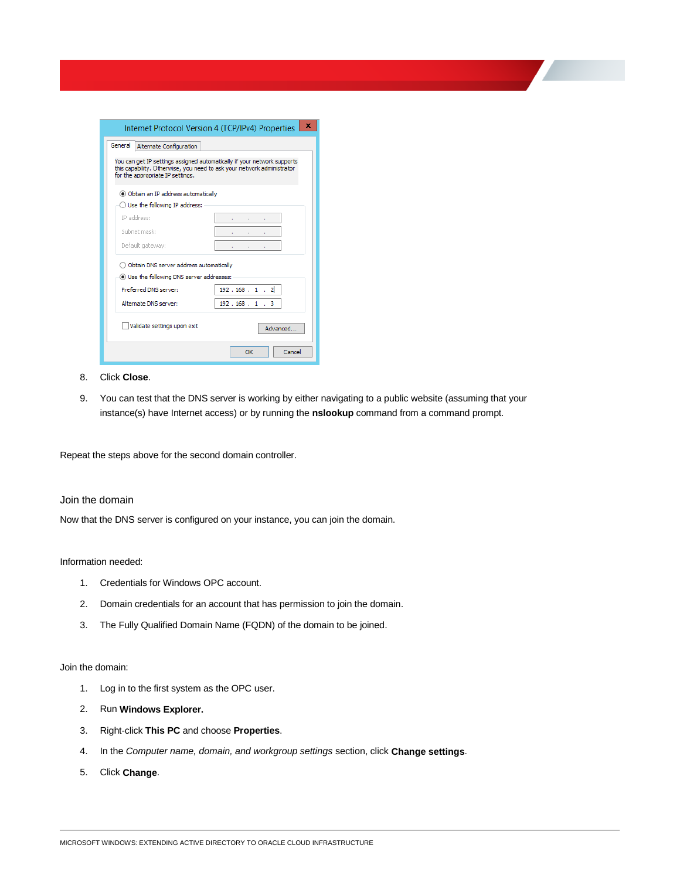8. Click **Close**.

9. You can test that the DNS server is working by either navigating to a public website (assuming that your instance(s) have Internet access) or by running the **nslookup** command from a command prompt.

Repeat the steps above for the second domain controller.

## Join the domain

Now that the DNS server is configured on your instance, you can join the domain.

Information needed:

1. Credentials for Windows OPC account.
2. Domain credentials for an account that has permission to join the domain.
3. The Fully Qualified Domain Name (FQDN) of the domain to be joined.

Join the domain:

1. Log in to the first system as the OPC user.
2. Run **Windows Explorer.**
3. Right-click **This PC** and choose **Properties**.
4. In the *Computer name, domain, and workgroup settings* section, click **Change settings**.
5. Click **Change**.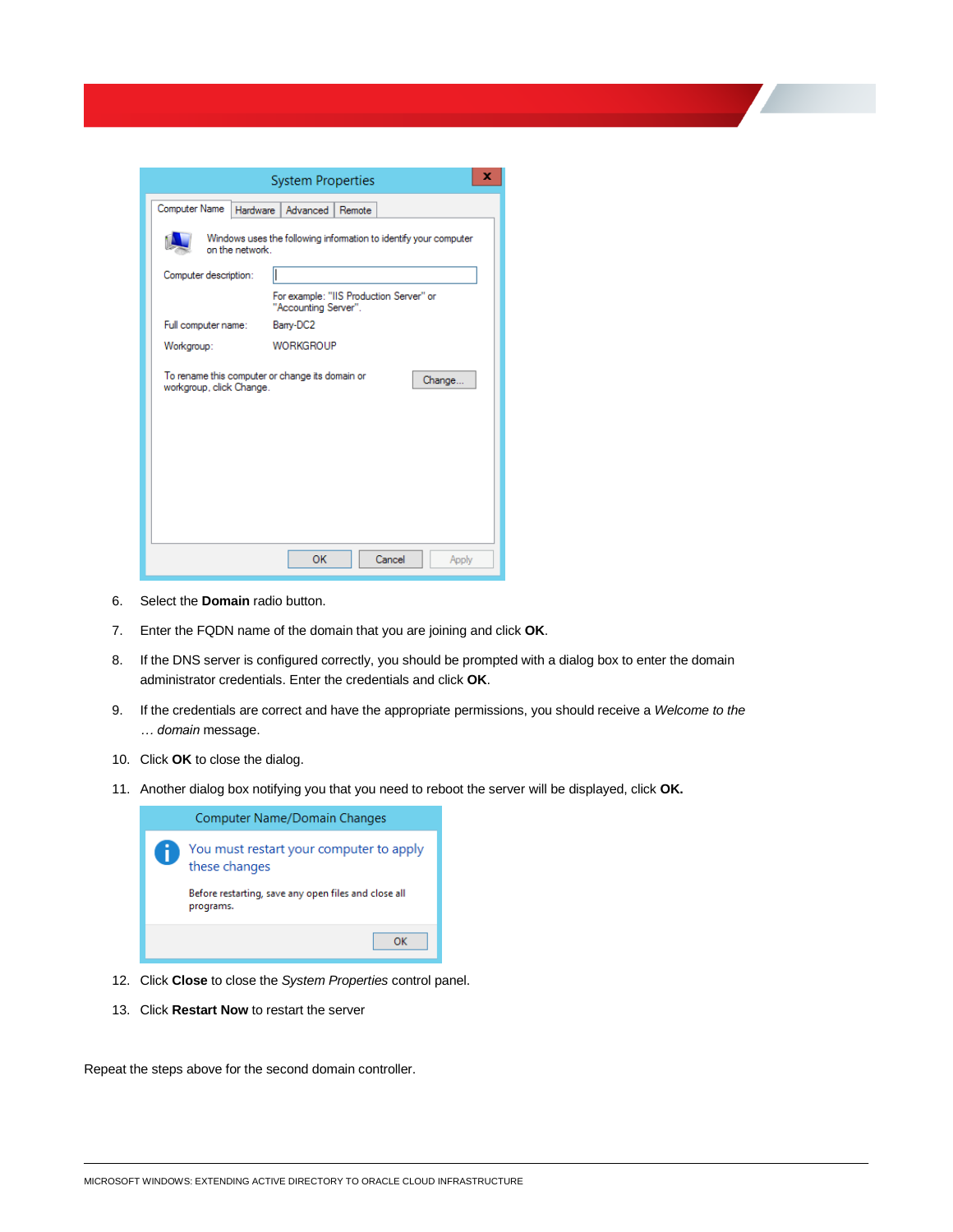6. Select the **Domain** radio button.
7. Enter the FQDN name of the domain that you are joining and click **OK**.
8. If the DNS server is configured correctly, you should be prompted with a dialog box to enter the domain administrator credentials. Enter the credentials and click **OK**.
9. If the credentials are correct and have the appropriate permissions, you should receive a *Welcome to the … domain* message.
10. Click **OK** to close the dialog.
11. Another dialog box notifying you that you need to reboot the server will be displayed, click **OK.**
12. Click **Close** to close the *System Properties* control panel.
13. Click **Restart Now** to restart the server

Repeat the steps above for the second domain controller.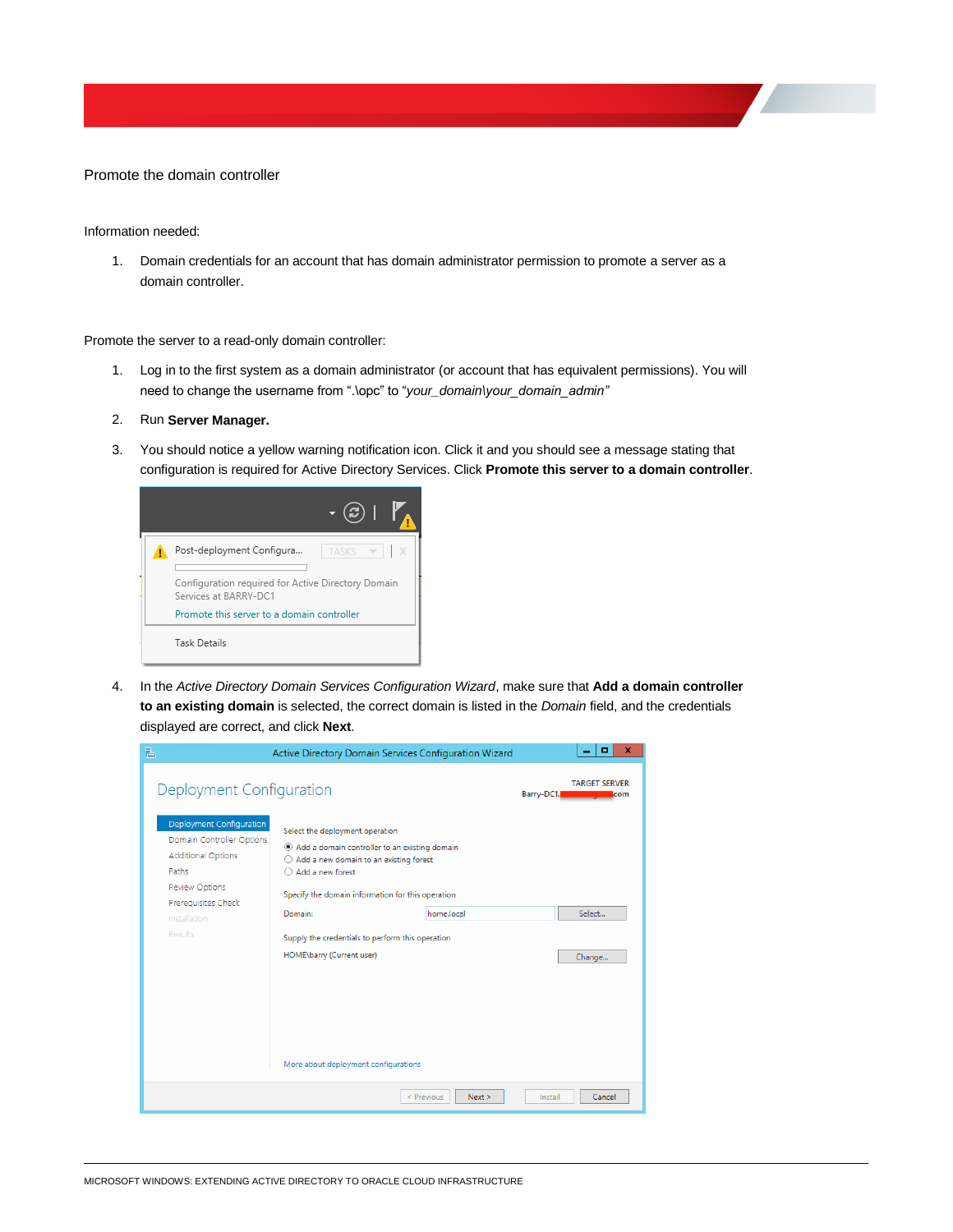Promote the domain controller

Information needed:

1. Domain credentials for an account that has domain administrator permission to promote a server as a domain controller.

Promote the server to a read-only domain controller:

1. Log in to the first system as a domain administrator (or account that has equivalent permissions). You will need to change the username from ".\opc" to "*your_domain\your_domain_admin*"
2. Run **Server Manager.**
3. You should notice a yellow warning notification icon. Click it and you should see a message stating that configuration is required for Active Directory Services. Click **Promote this server to a domain controller**.
4. In the *Active Directory Domain Services Configuration Wizard*, make sure that **Add a domain controller to an existing domain** is selected, the correct domain is listed in the *Domain* field, and the credentials displayed are correct, and click **Next**.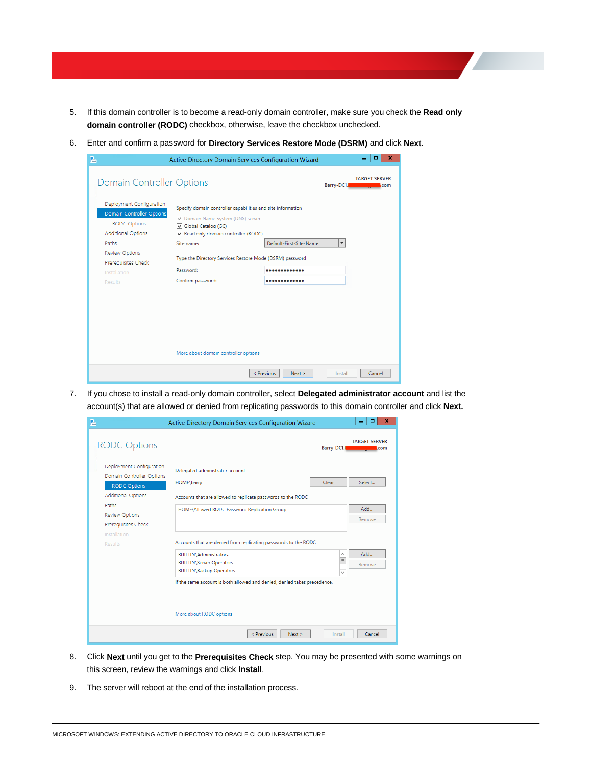5. If this domain controller is to become a read-only domain controller, make sure you check the **Read only domain controller (RODC)** checkbox, otherwise, leave the checkbox unchecked.

6. Enter and confirm a password for **Directory Services Restore Mode (DSRM)** and click **Next**.

7. If you chose to install a read-only domain controller, select **Delegated administrator account** and list the account(s) that are allowed or denied from replicating passwords to this domain controller and click **Next.**

8. Click **Next** until you get to the **Prerequisites Check** step. You may be presented with some warnings on this screen, review the warnings and click **Install**.

9. The server will reboot at the end of the installation process.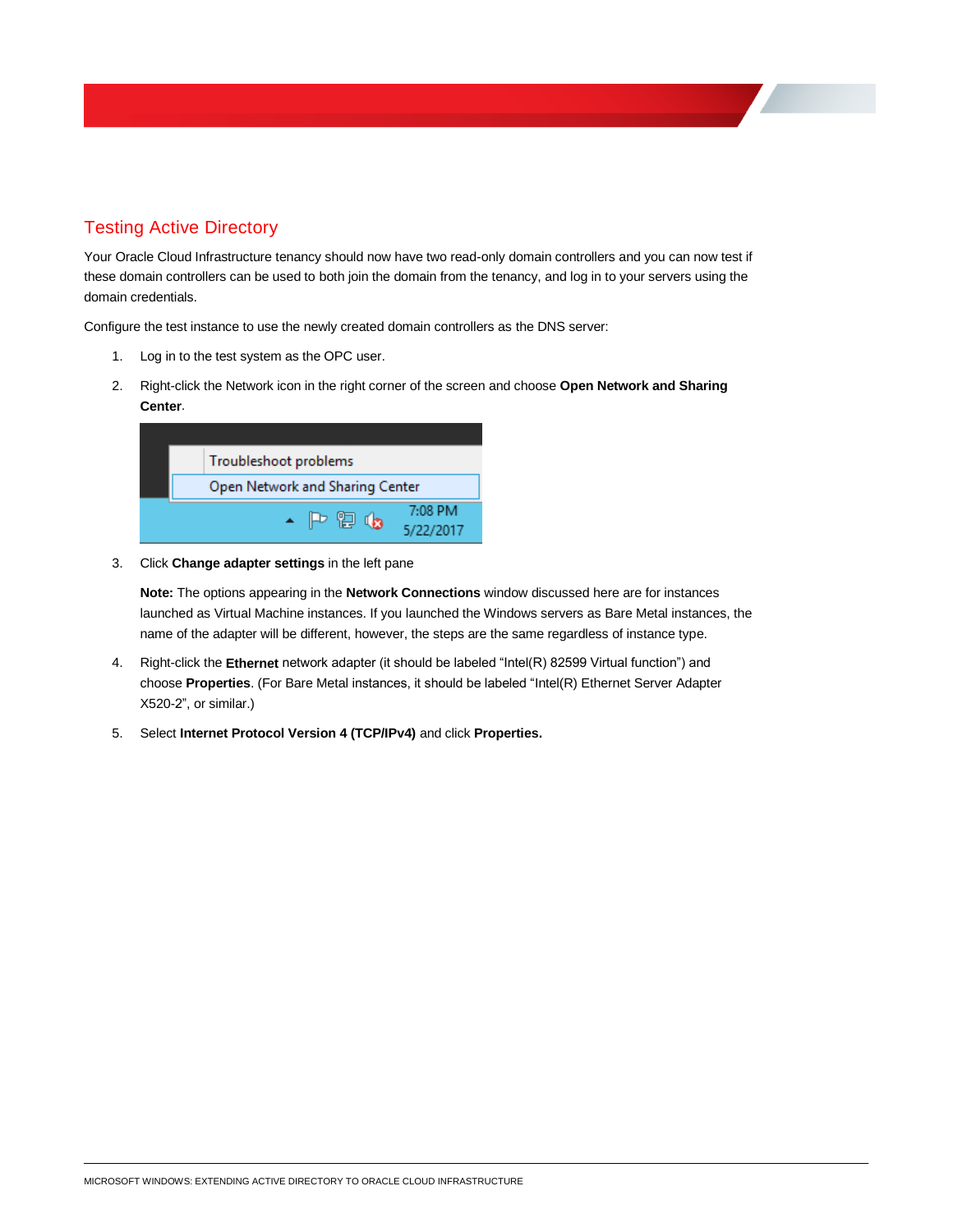## Testing Active Directory

Your Oracle Cloud Infrastructure tenancy should now have two read-only domain controllers and you can now test if these domain controllers can be used to both join the domain from the tenancy, and log in to your servers using the domain credentials.

Configure the test instance to use the newly created domain controllers as the DNS server:

1. Log in to the test system as the OPC user.
2. Right-click the Network icon in the right corner of the screen and choose **Open Network and Sharing Center**.
3. Click **Change adapter settings** in the left pane

   **Note:** The options appearing in the **Network Connections** window discussed here are for instances launched as Virtual Machine instances. If you launched the Windows servers as Bare Metal instances, the name of the adapter will be different, however, the steps are the same regardless of instance type.

4. Right-click the **Ethernet** network adapter (it should be labeled "Intel(R) 82599 Virtual function") and choose **Properties**. (For Bare Metal instances, it should be labeled "Intel(R) Ethernet Server Adapter X520-2", or similar.)
5. Select **Internet Protocol Version 4 (TCP/IPv4)** and click **Properties.**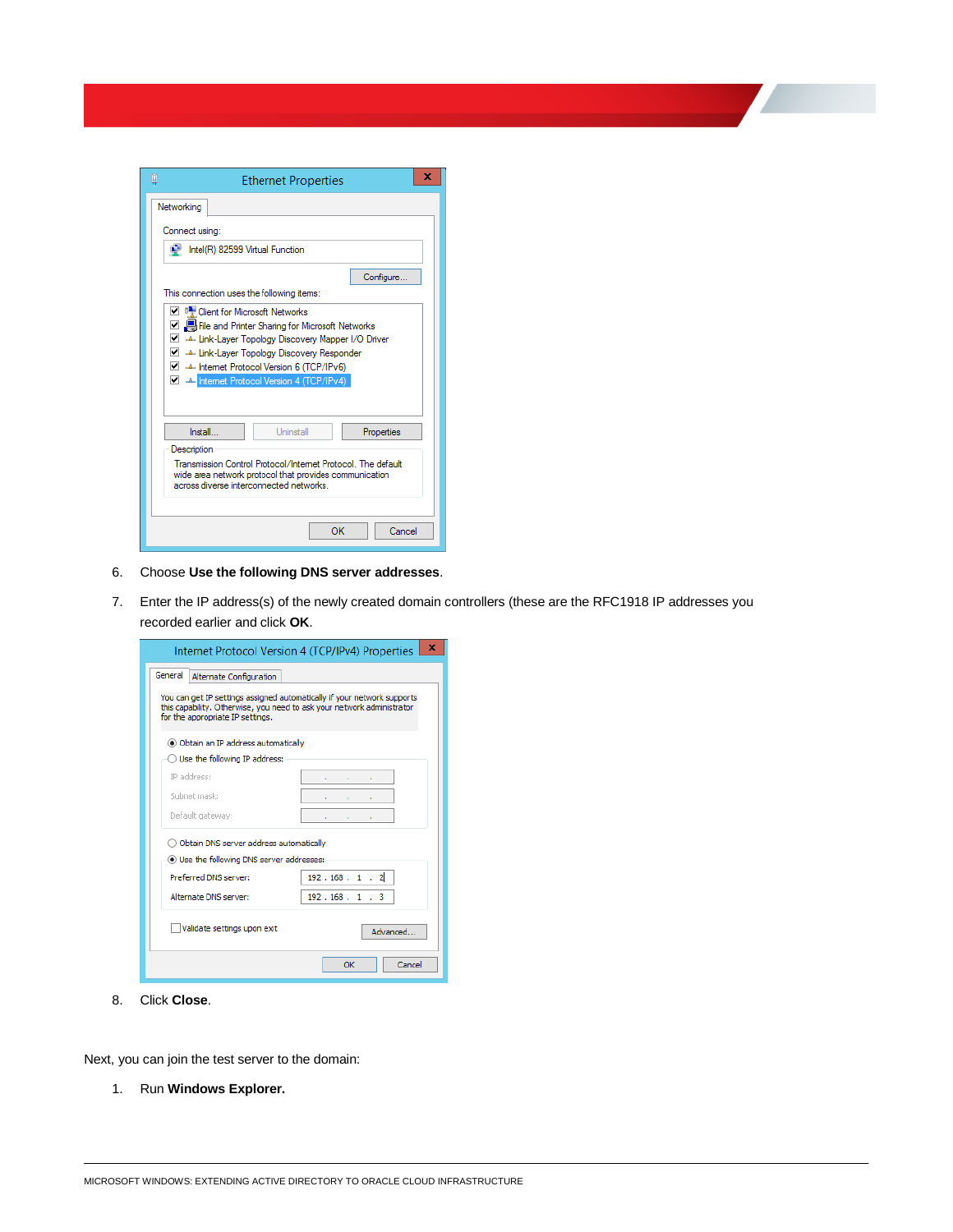6. Choose **Use the following DNS server addresses**.

7. Enter the IP address(s) of the newly created domain controllers (these are the RFC1918 IP addresses you recorded earlier and click **OK**.

8. Click **Close**.

Next, you can join the test server to the domain:

1. Run **Windows Explorer.**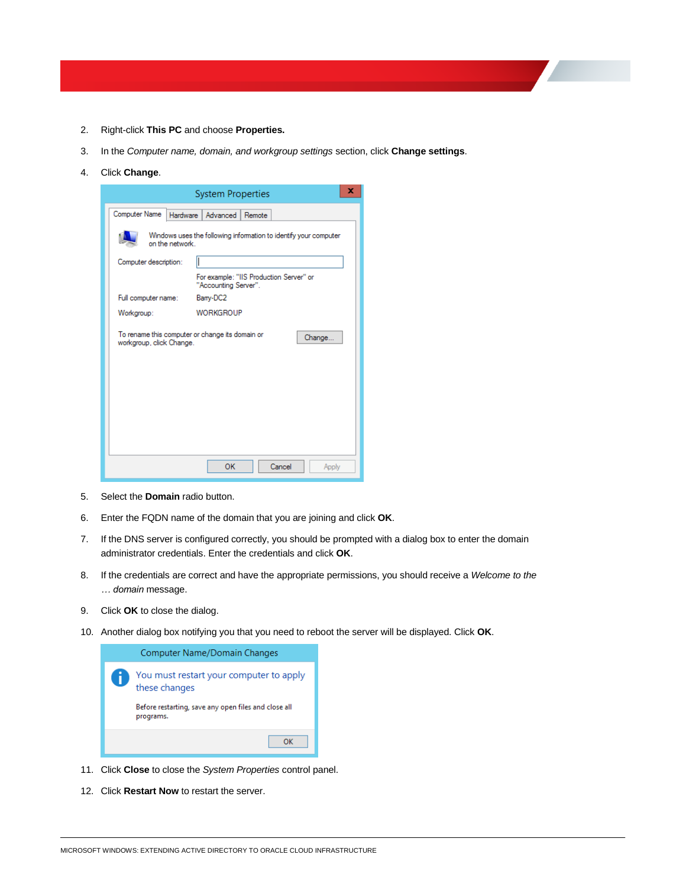2. Right-click **This PC** and choose **Properties.**

3. In the *Computer name, domain, and workgroup settings* section, click **Change settings**.

4. Click **Change**.

5. Select the **Domain** radio button.

6. Enter the FQDN name of the domain that you are joining and click **OK**.

7. If the DNS server is configured correctly, you should be prompted with a dialog box to enter the domain administrator credentials. Enter the credentials and click **OK**.

8. If the credentials are correct and have the appropriate permissions, you should receive a *Welcome to the … domain* message.

9. Click **OK** to close the dialog.

10. Another dialog box notifying you that you need to reboot the server will be displayed. Click **OK**.

11. Click **Close** to close the *System Properties* control panel.

12. Click **Restart Now** to restart the server.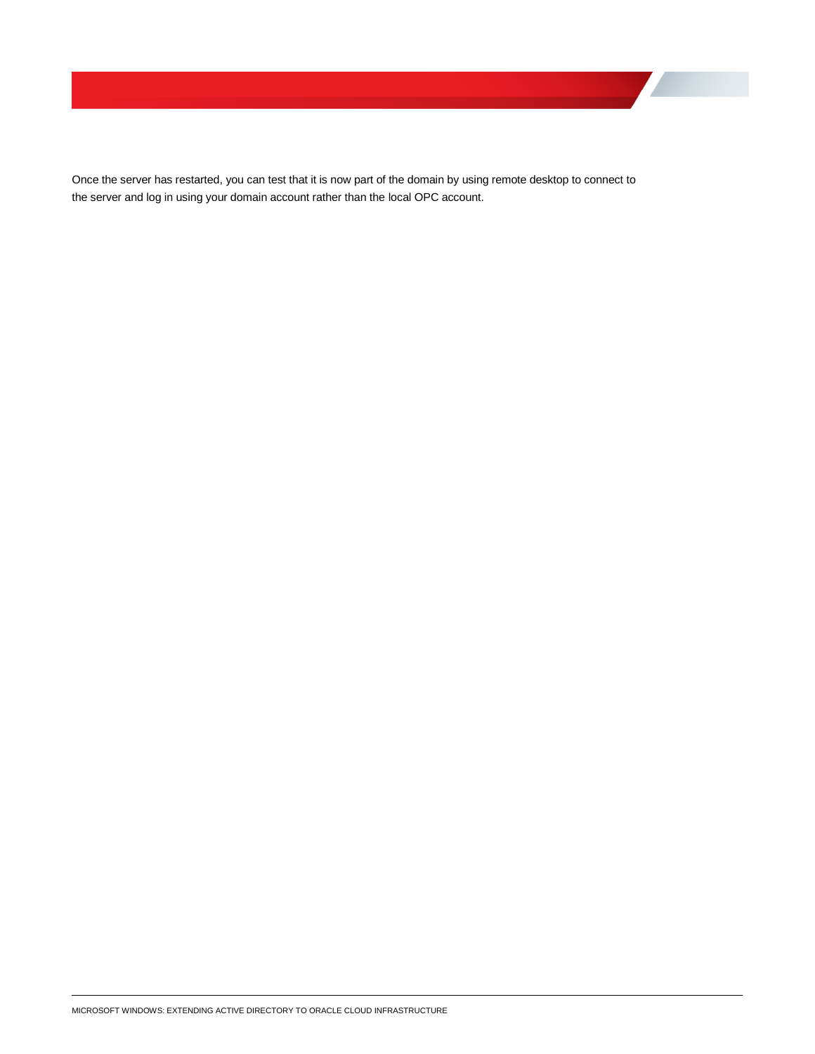Once the server has restarted, you can test that it is now part of the domain by using remote desktop to connect to the server and log in using your domain account rather than the local OPC account.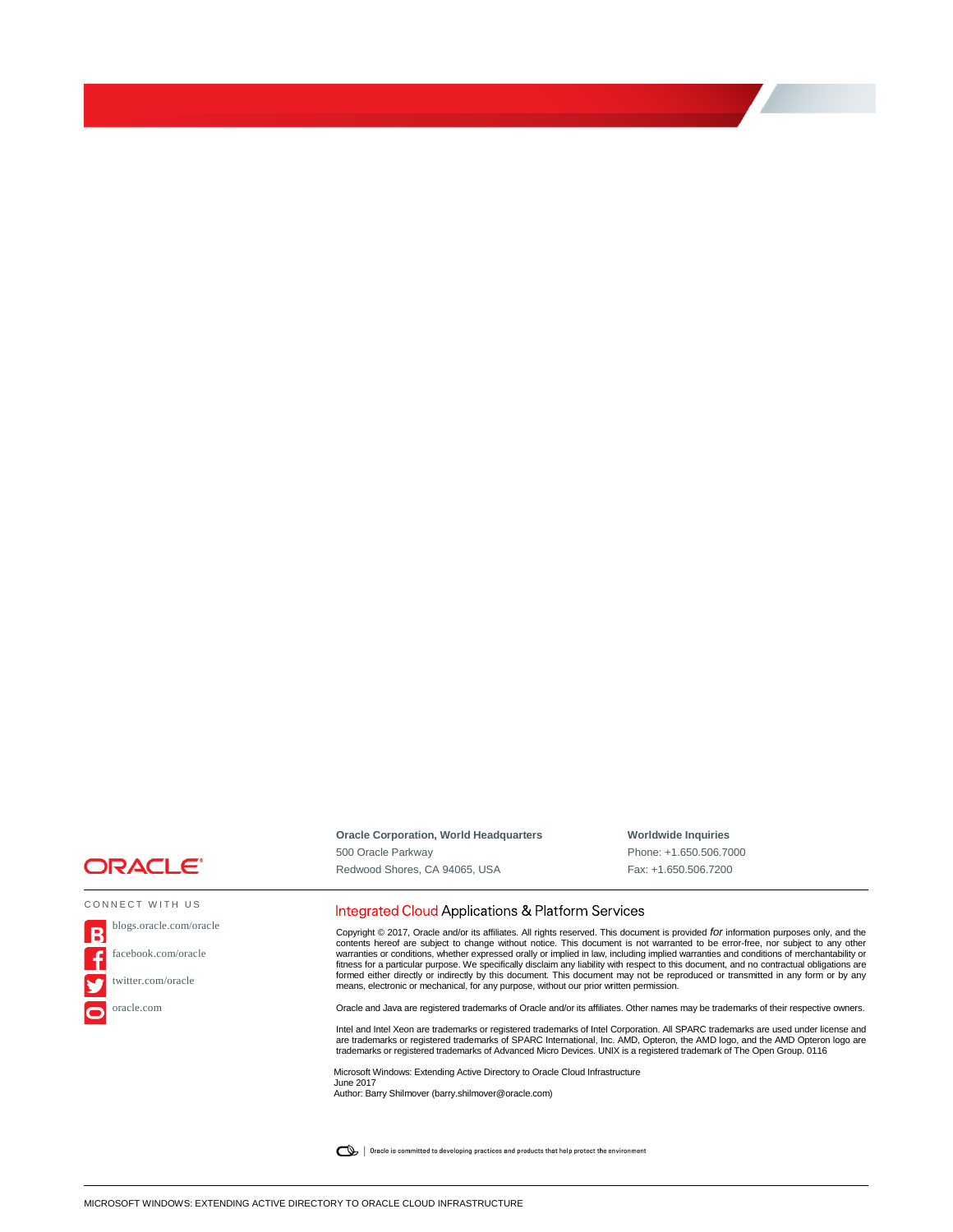ORACLE

**Oracle Corporation, World Headquarters**
500 Oracle Parkway
Redwood Shores, CA 94065, USA

**Worldwide Inquiries**
Phone: +1.650.506.7000
Fax: +1.650.506.7200

CONNECT WITH US

blogs.oracle.com/oracle

facebook.com/oracle

twitter.com/oracle

oracle.com

Integrated Cloud Applications & Platform Services

Copyright © 2017, Oracle and/or its affiliates. All rights reserved. This document is provided *for* information purposes only, and the contents hereof are subject to change without notice. This document is not warranted to be error-free, nor subject to any other warranties or conditions, whether expressed orally or implied in law, including implied warranties and conditions of merchantability or fitness for a particular purpose. We specifically disclaim any liability with respect to this document, and no contractual obligations are formed either directly or indirectly by this document. This document may not be reproduced or transmitted in any form or by any means, electronic or mechanical, for any purpose, without our prior written permission.

Oracle and Java are registered trademarks of Oracle and/or its affiliates. Other names may be trademarks of their respective owners.

Intel and Intel Xeon are trademarks or registered trademarks of Intel Corporation. All SPARC trademarks are used under license and are trademarks or registered trademarks of SPARC International, Inc. AMD, Opteron, the AMD logo, and the AMD Opteron logo are trademarks or registered trademarks of Advanced Micro Devices. UNIX is a registered trademark of The Open Group. 0116

Microsoft Windows: Extending Active Directory to Oracle Cloud Infrastructure
June 2017
Author: Barry Shilmover (barry.shilmover@oracle.com)

Oracle is committed to developing practices and products that help protect the environment